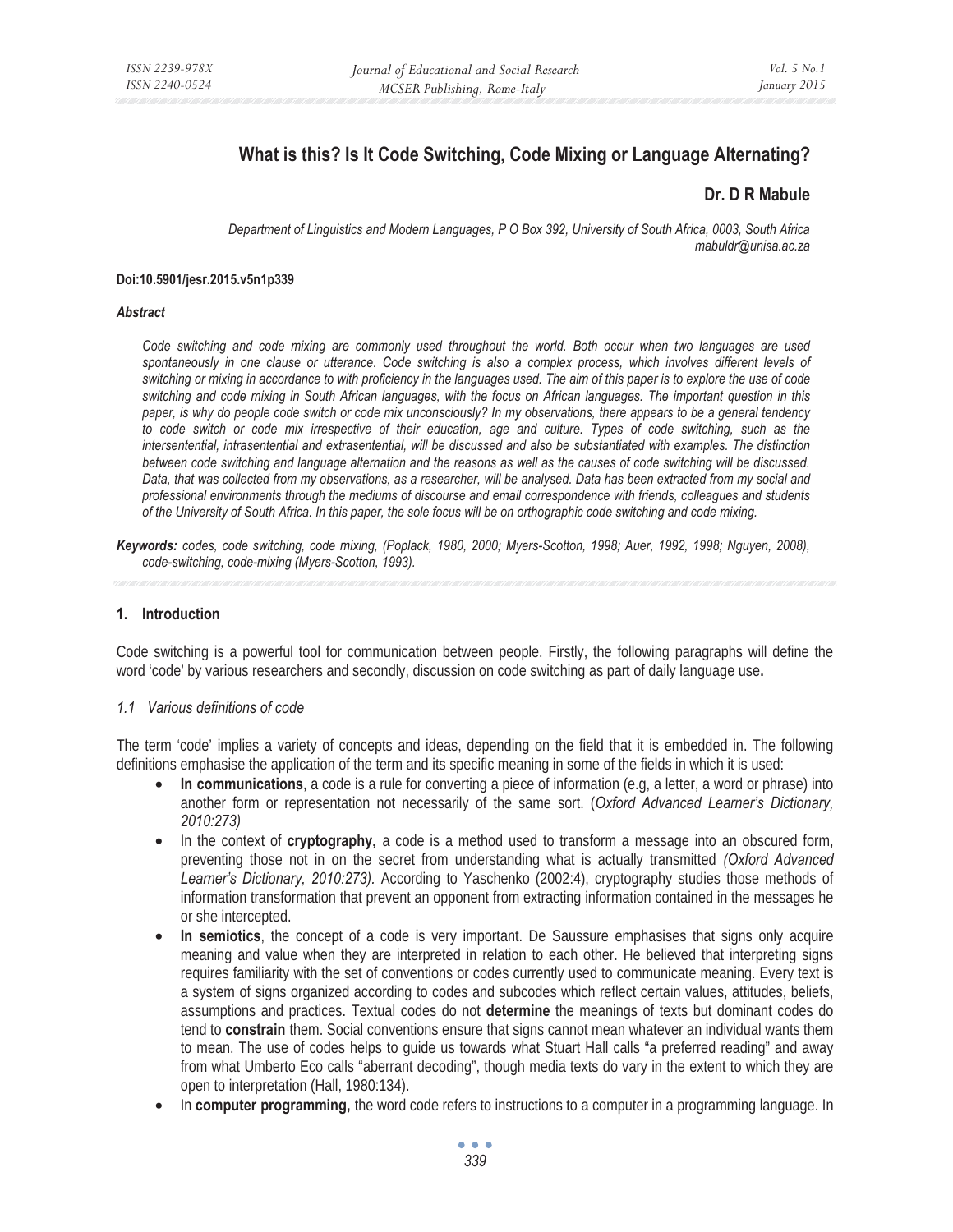# What is this? Is It Code Switching, Code Mixing or Language Alternating?

**Dr. D R Mabule**

*Department of Linguistics and Modern Languages, P O Box 392, University of South Africa, 0003, South Africa*
*mabuldr@unisa.ac.za*

**Doi:10.5901/jesr.2015.v5n1p339**

***Abstract***

*Code switching and code mixing are commonly used throughout the world. Both occur when two languages are used spontaneously in one clause or utterance. Code switching is also a complex process, which involves different levels of switching or mixing in accordance to with proficiency in the languages used. The aim of this paper is to explore the use of code switching and code mixing in South African languages, with the focus on African languages. The important question in this paper, is why do people code switch or code mix unconsciously? In my observations, there appears to be a general tendency to code switch or code mix irrespective of their education, age and culture. Types of code switching, such as the intersentential, intrasentential and extrasentential, will be discussed and also be substantiated with examples. The distinction between code switching and language alternation and the reasons as well as the causes of code switching will be discussed. Data, that was collected from my observations, as a researcher, will be analysed. Data has been extracted from my social and professional environments through the mediums of discourse and email correspondence with friends, colleagues and students of the University of South Africa. In this paper, the sole focus will be on orthographic code switching and code mixing.*

***Keywords:*** *codes, code switching, code mixing, (Poplack, 1980, 2000; Myers-Scotton, 1998; Auer, 1992, 1998; Nguyen, 2008), code-switching, code-mixing (Myers-Scotton, 1993).*

## 1. Introduction

Code switching is a powerful tool for communication between people. Firstly, the following paragraphs will define the word 'code' by various researchers and secondly, discussion on code switching as part of daily language use**.**

### *1.1 Various definitions of code*

The term 'code' implies a variety of concepts and ideas, depending on the field that it is embedded in. The following definitions emphasise the application of the term and its specific meaning in some of the fields in which it is used:

- **In communications**, a code is a rule for converting a piece of information (e.g, a letter, a word or phrase) into another form or representation not necessarily of the same sort. (*Oxford Advanced Learner's Dictionary, 2010:273)*
- In the context of **cryptography,** a code is a method used to transform a message into an obscured form, preventing those not in on the secret from understanding what is actually transmitted *(Oxford Advanced Learner's Dictionary, 2010:273).* According to Yaschenko (2002:4), cryptography studies those methods of information transformation that prevent an opponent from extracting information contained in the messages he or she intercepted.
- **In semiotics**, the concept of a code is very important. De Saussure emphasises that signs only acquire meaning and value when they are interpreted in relation to each other. He believed that interpreting signs requires familiarity with the set of conventions or codes currently used to communicate meaning. Every text is a system of signs organized according to codes and subcodes which reflect certain values, attitudes, beliefs, assumptions and practices. Textual codes do not **determine** the meanings of texts but dominant codes do tend to **constrain** them. Social conventions ensure that signs cannot mean whatever an individual wants them to mean. The use of codes helps to guide us towards what Stuart Hall calls "a preferred reading" and away from what Umberto Eco calls "aberrant decoding", though media texts do vary in the extent to which they are open to interpretation (Hall, 1980:134).
- In **computer programming,** the word code refers to instructions to a computer in a programming language. In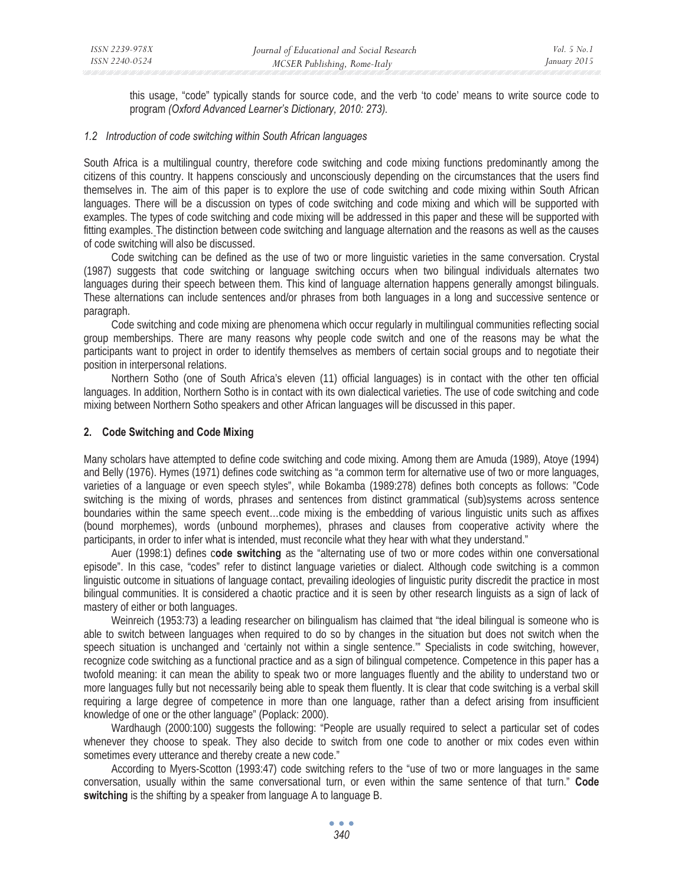this usage, "code" typically stands for source code, and the verb 'to code' means to write source code to program *(Oxford Advanced Learner's Dictionary, 2010: 273).*

### *1.2 Introduction of code switching within South African languages*

South Africa is a multilingual country, therefore code switching and code mixing functions predominantly among the citizens of this country. It happens consciously and unconsciously depending on the circumstances that the users find themselves in. The aim of this paper is to explore the use of code switching and code mixing within South African languages. There will be a discussion on types of code switching and code mixing and which will be supported with examples. The types of code switching and code mixing will be addressed in this paper and these will be supported with fitting examples. The distinction between code switching and language alternation and the reasons as well as the causes of code switching will also be discussed.

Code switching can be defined as the use of two or more linguistic varieties in the same conversation. Crystal (1987) suggests that code switching or language switching occurs when two bilingual individuals alternates two languages during their speech between them. This kind of language alternation happens generally amongst bilinguals. These alternations can include sentences and/or phrases from both languages in a long and successive sentence or paragraph.

Code switching and code mixing are phenomena which occur regularly in multilingual communities reflecting social group memberships. There are many reasons why people code switch and one of the reasons may be what the participants want to project in order to identify themselves as members of certain social groups and to negotiate their position in interpersonal relations.

Northern Sotho (one of South Africa's eleven (11) official languages) is in contact with the other ten official languages. In addition, Northern Sotho is in contact with its own dialectical varieties. The use of code switching and code mixing between Northern Sotho speakers and other African languages will be discussed in this paper.

## 2. Code Switching and Code Mixing

Many scholars have attempted to define code switching and code mixing. Among them are Amuda (1989), Atoye (1994) and Belly (1976). Hymes (1971) defines code switching as "a common term for alternative use of two or more languages, varieties of a language or even speech styles", while Bokamba (1989:278) defines both concepts as follows: "Code switching is the mixing of words, phrases and sentences from distinct grammatical (sub)systems across sentence boundaries within the same speech event…code mixing is the embedding of various linguistic units such as affixes (bound morphemes), words (unbound morphemes), phrases and clauses from cooperative activity where the participants, in order to infer what is intended, must reconcile what they hear with what they understand."

Auer (1998:1) defines c**ode switching** as the "alternating use of two or more codes within one conversational episode". In this case, "codes" refer to distinct language varieties or dialect. Although code switching is a common linguistic outcome in situations of language contact, prevailing ideologies of linguistic purity discredit the practice in most bilingual communities. It is considered a chaotic practice and it is seen by other research linguists as a sign of lack of mastery of either or both languages.

Weinreich (1953:73) a leading researcher on bilingualism has claimed that "the ideal bilingual is someone who is able to switch between languages when required to do so by changes in the situation but does not switch when the speech situation is unchanged and 'certainly not within a single sentence.'" Specialists in code switching, however, recognize code switching as a functional practice and as a sign of bilingual competence. Competence in this paper has a twofold meaning: it can mean the ability to speak two or more languages fluently and the ability to understand two or more languages fully but not necessarily being able to speak them fluently. It is clear that code switching is a verbal skill requiring a large degree of competence in more than one language, rather than a defect arising from insufficient knowledge of one or the other language" (Poplack: 2000).

Wardhaugh (2000:100) suggests the following: "People are usually required to select a particular set of codes whenever they choose to speak. They also decide to switch from one code to another or mix codes even within sometimes every utterance and thereby create a new code."

According to Myers-Scotton (1993:47) code switching refers to the "use of two or more languages in the same conversation, usually within the same conversational turn, or even within the same sentence of that turn." **Code switching** is the shifting by a speaker from language A to language B.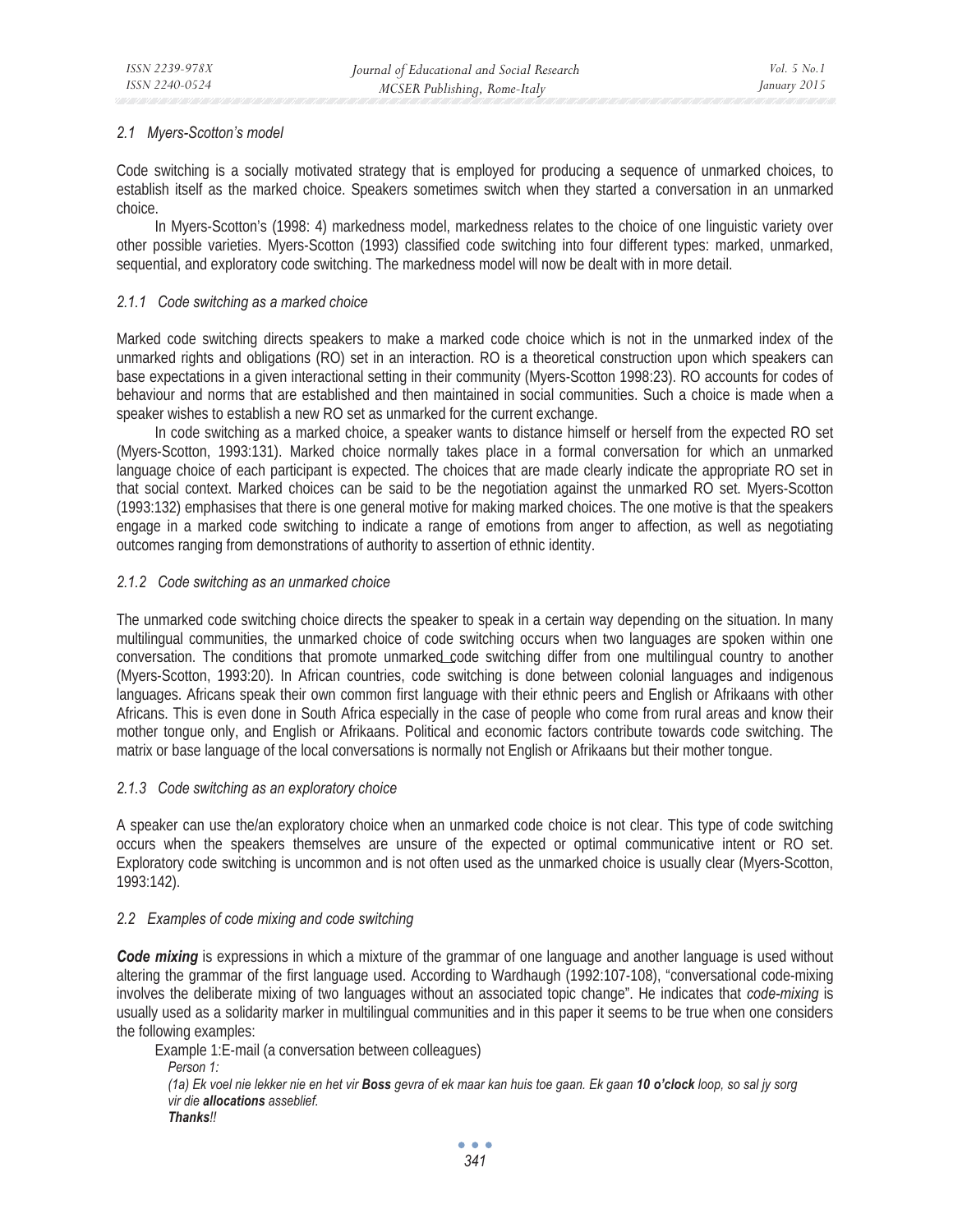### 2.1 Myers-Scotton's model

Code switching is a socially motivated strategy that is employed for producing a sequence of unmarked choices, to establish itself as the marked choice. Speakers sometimes switch when they started a conversation in an unmarked choice.

In Myers-Scotton's (1998: 4) markedness model, markedness relates to the choice of one linguistic variety over other possible varieties. Myers-Scotton (1993) classified code switching into four different types: marked, unmarked, sequential, and exploratory code switching. The markedness model will now be dealt with in more detail.

#### 2.1.1 Code switching as a marked choice

Marked code switching directs speakers to make a marked code choice which is not in the unmarked index of the unmarked rights and obligations (RO) set in an interaction. RO is a theoretical construction upon which speakers can base expectations in a given interactional setting in their community (Myers-Scotton 1998:23). RO accounts for codes of behaviour and norms that are established and then maintained in social communities. Such a choice is made when a speaker wishes to establish a new RO set as unmarked for the current exchange.

In code switching as a marked choice, a speaker wants to distance himself or herself from the expected RO set (Myers-Scotton, 1993:131). Marked choice normally takes place in a formal conversation for which an unmarked language choice of each participant is expected. The choices that are made clearly indicate the appropriate RO set in that social context. Marked choices can be said to be the negotiation against the unmarked RO set. Myers-Scotton (1993:132) emphasises that there is one general motive for making marked choices. The one motive is that the speakers engage in a marked code switching to indicate a range of emotions from anger to affection, as well as negotiating outcomes ranging from demonstrations of authority to assertion of ethnic identity.

#### 2.1.2 Code switching as an unmarked choice

The unmarked code switching choice directs the speaker to speak in a certain way depending on the situation. In many multilingual communities, the unmarked choice of code switching occurs when two languages are spoken within one conversation. The conditions that promote unmarked code switching differ from one multilingual country to another (Myers-Scotton, 1993:20). In African countries, code switching is done between colonial languages and indigenous languages. Africans speak their own common first language with their ethnic peers and English or Afrikaans with other Africans. This is even done in South Africa especially in the case of people who come from rural areas and know their mother tongue only, and English or Afrikaans. Political and economic factors contribute towards code switching. The matrix or base language of the local conversations is normally not English or Afrikaans but their mother tongue.

#### 2.1.3 Code switching as an exploratory choice

A speaker can use the/an exploratory choice when an unmarked code choice is not clear. This type of code switching occurs when the speakers themselves are unsure of the expected or optimal communicative intent or RO set. Exploratory code switching is uncommon and is not often used as the unmarked choice is usually clear (Myers-Scotton, 1993:142).

### 2.2 Examples of code mixing and code switching

***Code mixing*** is expressions in which a mixture of the grammar of one language and another language is used without altering the grammar of the first language used. According to Wardhaugh (1992:107-108), "conversational code-mixing involves the deliberate mixing of two languages without an associated topic change". He indicates that *code-mixing* is usually used as a solidarity marker in multilingual communities and in this paper it seems to be true when one considers the following examples:

Example 1:E-mail (a conversation between colleagues)

*Person 1:*

*(1a) Ek voel nie lekker nie en het vir* ***Boss*** *gevra of ek maar kan huis toe gaan. Ek gaan* ***10 o'clock*** *loop, so sal jy sorg vir die* ***allocations*** *asseblief.*

***Thanks!!***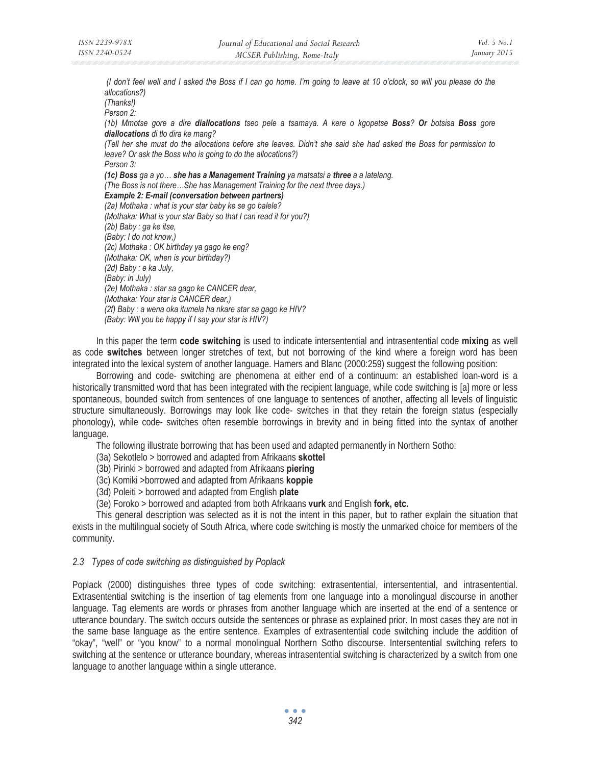*(I don't feel well and I asked the Boss if I can go home. I'm going to leave at 10 o'clock, so will you please do the allocations?)*
*(Thanks!)*
*Person 2:*
*(1b) Mmotse gore a dire **diallocations** tseo pele a tsamaya. A kere o kgopetse **Boss**? **Or** botsisa **Boss** gore **diallocations** di tlo dira ke mang?*
*(Tell her she must do the allocations before she leaves. Didn't she said she had asked the Boss for permission to leave? Or ask the Boss who is going to do the allocations?)*
*Person 3:*
***(1c) Boss** ga a yo… **she has a Management Training** ya matsatsi a **three** a a latelang.*
*(The Boss is not there…She has Management Training for the next three days.)*
***Example 2: E-mail (conversation between partners)***
*(2a) Mothaka : what is your star baby ke se go balele?*
*(Mothaka: What is your star Baby so that I can read it for you?)*
*(2b) Baby : ga ke itse,*
*(Baby: I do not know,)*
*(2c) Mothaka : OK birthday ya gago ke eng?*
*(Mothaka: OK, when is your birthday?)*
*(2d) Baby : e ka July,*
*(Baby: in July)*
*(2e) Mothaka : star sa gago ke CANCER dear,*
*(Mothaka: Your star is CANCER dear,)*
*(2f) Baby : a wena oka itumela ha nkare star sa gago ke HIV?*
*(Baby: Will you be happy if I say your star is HIV?)*

In this paper the term **code switching** is used to indicate intersentential and intrasentential code **mixing** as well as code **switches** between longer stretches of text, but not borrowing of the kind where a foreign word has been integrated into the lexical system of another language. Hamers and Blanc (2000:259) suggest the following position:

Borrowing and code- switching are phenomena at either end of a continuum: an established loan-word is a historically transmitted word that has been integrated with the recipient language, while code switching is [a] more or less spontaneous, bounded switch from sentences of one language to sentences of another, affecting all levels of linguistic structure simultaneously. Borrowings may look like code- switches in that they retain the foreign status (especially phonology), while code- switches often resemble borrowings in brevity and in being fitted into the syntax of another language.

The following illustrate borrowing that has been used and adapted permanently in Northern Sotho:

(3a) Sekotlelo > borrowed and adapted from Afrikaans **skottel**
(3b) Pirinki > borrowed and adapted from Afrikaans **piering**
(3c) Komiki >borrowed and adapted from Afrikaans **koppie**
(3d) Poleiti > borrowed and adapted from English **plate**
(3e) Foroko > borrowed and adapted from both Afrikaans **vurk** and English **fork, etc.**

This general description was selected as it is not the intent in this paper, but to rather explain the situation that exists in the multilingual society of South Africa, where code switching is mostly the unmarked choice for members of the community.

### *2.3 Types of code switching as distinguished by Poplack*

Poplack (2000) distinguishes three types of code switching: extrasentential, intersentential, and intrasentential. Extrasentential switching is the insertion of tag elements from one language into a monolingual discourse in another language. Tag elements are words or phrases from another language which are inserted at the end of a sentence or utterance boundary. The switch occurs outside the sentences or phrase as explained prior. In most cases they are not in the same base language as the entire sentence. Examples of extrasentential code switching include the addition of "okay", "well" or "you know" to a normal monolingual Northern Sotho discourse. Intersentential switching refers to switching at the sentence or utterance boundary, whereas intrasentential switching is characterized by a switch from one language to another language within a single utterance.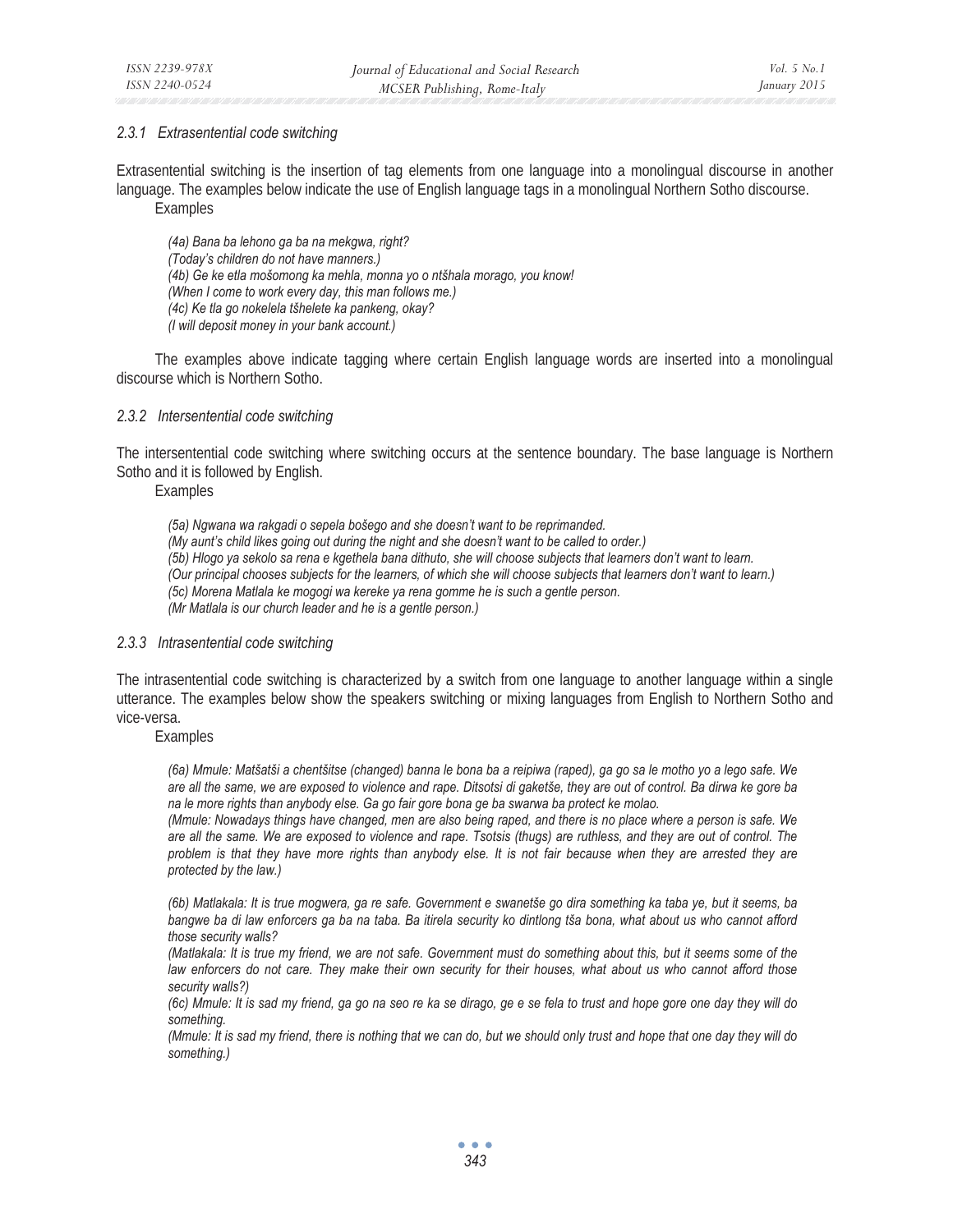### 2.3.1 Extrasentential code switching

Extrasentential switching is the insertion of tag elements from one language into a monolingual discourse in another language. The examples below indicate the use of English language tags in a monolingual Northern Sotho discourse.

Examples

*(4a) Bana ba lehono ga ba na mekgwa, right?*
*(Today's children do not have manners.)*
*(4b) Ge ke etla mošomong ka mehla, monna yo o ntšhala morago, you know!*
*(When I come to work every day, this man follows me.)*
*(4c) Ke tla go nokelela tšhelete ka pankeng, okay?*
*(I will deposit money in your bank account.)*

The examples above indicate tagging where certain English language words are inserted into a monolingual discourse which is Northern Sotho.

### 2.3.2 Intersentential code switching

The intersentential code switching where switching occurs at the sentence boundary. The base language is Northern Sotho and it is followed by English.

Examples

*(5a) Ngwana wa rakgadi o sepela bošego and she doesn't want to be reprimanded.*
*(My aunt's child likes going out during the night and she doesn't want to be called to order.)*
*(5b) Hlogo ya sekolo sa rena e kgethela bana dithuto, she will choose subjects that learners don't want to learn.*
*(Our principal chooses subjects for the learners, of which she will choose subjects that learners don't want to learn.)*
*(5c) Morena Matlala ke mogogi wa kereke ya rena gomme he is such a gentle person.*
*(Mr Matlala is our church leader and he is a gentle person.)*

### 2.3.3 Intrasentential code switching

The intrasentential code switching is characterized by a switch from one language to another language within a single utterance. The examples below show the speakers switching or mixing languages from English to Northern Sotho and vice-versa.

Examples

*(6a) Mmule: Matšatši a chentšitse (changed) banna le bona ba a reipiwa (raped), ga go sa le motho yo a lego safe. We are all the same, we are exposed to violence and rape. Ditsotsi di gaketše, they are out of control. Ba dirwa ke gore ba na le more rights than anybody else. Ga go fair gore bona ge ba swarwa ba protect ke molao.*
*(Mmule: Nowadays things have changed, men are also being raped, and there is no place where a person is safe. We are all the same. We are exposed to violence and rape. Tsotsis (thugs) are ruthless, and they are out of control. The problem is that they have more rights than anybody else. It is not fair because when they are arrested they are protected by the law.)*

*(6b) Matlakala: It is true mogwera, ga re safe. Government e swanetše go dira something ka taba ye, but it seems, ba bangwe ba di law enforcers ga ba na taba. Ba itirela security ko dintlong tša bona, what about us who cannot afford those security walls?*
*(Matlakala: It is true my friend, we are not safe. Government must do something about this, but it seems some of the law enforcers do not care. They make their own security for their houses, what about us who cannot afford those security walls?)*
*(6c) Mmule: It is sad my friend, ga go na seo re ka se dirago, ge e se fela to trust and hope gore one day they will do something.*
*(Mmule: It is sad my friend, there is nothing that we can do, but we should only trust and hope that one day they will do something.)*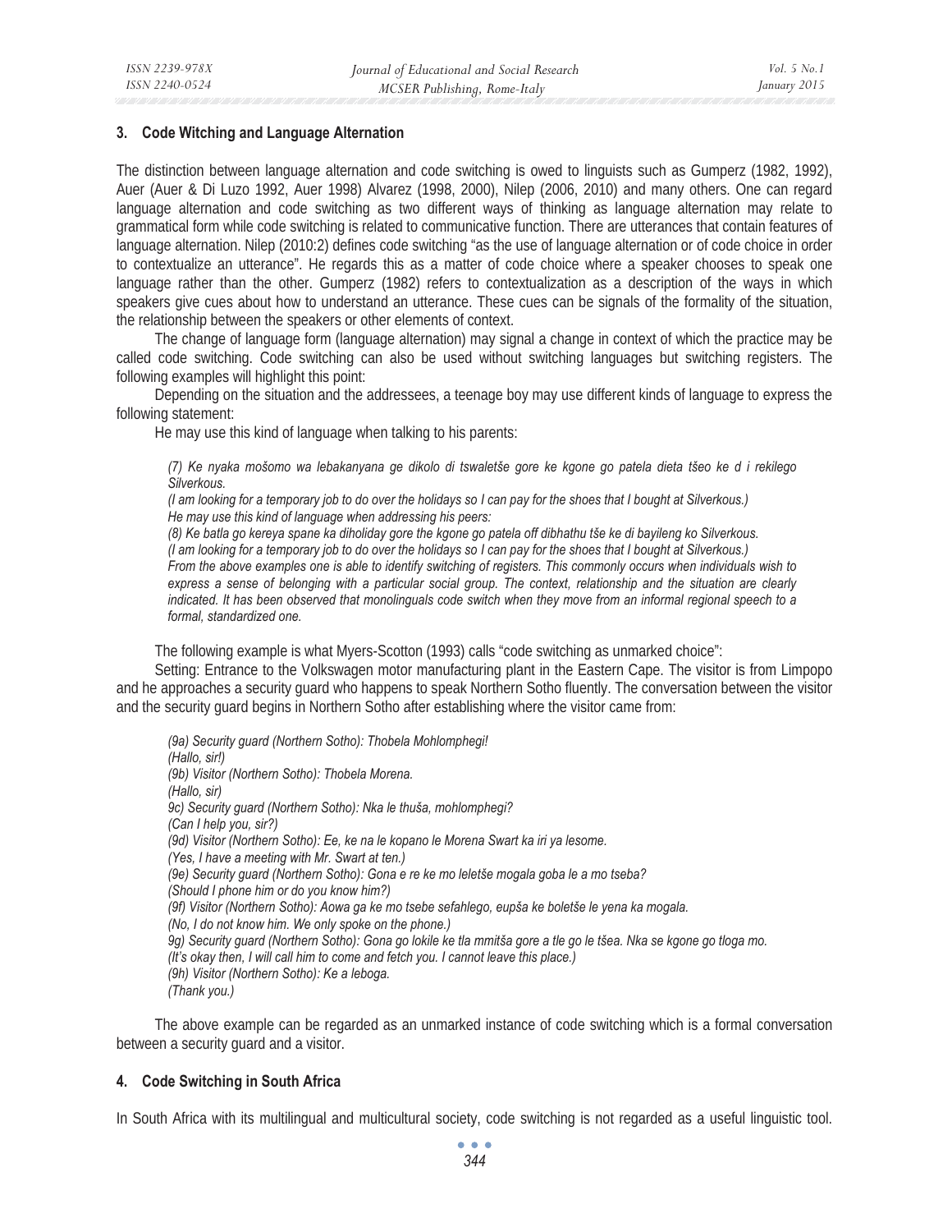## 3. Code Witching and Language Alternation

The distinction between language alternation and code switching is owed to linguists such as Gumperz (1982, 1992), Auer (Auer & Di Luzo 1992, Auer 1998) Alvarez (1998, 2000), Nilep (2006, 2010) and many others. One can regard language alternation and code switching as two different ways of thinking as language alternation may relate to grammatical form while code switching is related to communicative function. There are utterances that contain features of language alternation. Nilep (2010:2) defines code switching "as the use of language alternation or of code choice in order to contextualize an utterance". He regards this as a matter of code choice where a speaker chooses to speak one language rather than the other. Gumperz (1982) refers to contextualization as a description of the ways in which speakers give cues about how to understand an utterance. These cues can be signals of the formality of the situation, the relationship between the speakers or other elements of context.

The change of language form (language alternation) may signal a change in context of which the practice may be called code switching. Code switching can also be used without switching languages but switching registers. The following examples will highlight this point:

Depending on the situation and the addressees, a teenage boy may use different kinds of language to express the following statement:

He may use this kind of language when talking to his parents:

*(7) Ke nyaka mošomo wa lebakanyana ge dikolo di tswaletše gore ke kgone go patela dieta tšeo ke d i rekilego Silverkous.*
*(I am looking for a temporary job to do over the holidays so I can pay for the shoes that I bought at Silverkous.)*
*He may use this kind of language when addressing his peers:*
*(8) Ke batla go kereya spane ka diholiday gore the kgone go patela off dibhathu tše ke di bayileng ko Silverkous.*
*(I am looking for a temporary job to do over the holidays so I can pay for the shoes that I bought at Silverkous.)*
*From the above examples one is able to identify switching of registers. This commonly occurs when individuals wish to express a sense of belonging with a particular social group. The context, relationship and the situation are clearly indicated. It has been observed that monolinguals code switch when they move from an informal regional speech to a formal, standardized one.*

The following example is what Myers-Scotton (1993) calls "code switching as unmarked choice":

Setting: Entrance to the Volkswagen motor manufacturing plant in the Eastern Cape. The visitor is from Limpopo and he approaches a security guard who happens to speak Northern Sotho fluently. The conversation between the visitor and the security guard begins in Northern Sotho after establishing where the visitor came from:

*(9a) Security guard (Northern Sotho): Thobela Mohlomphegi!*
*(Hallo, sir!)*
*(9b) Visitor (Northern Sotho): Thobela Morena.*
*(Hallo, sir)*
*9c) Security guard (Northern Sotho): Nka le thuša, mohlomphegi?*
*(Can I help you, sir?)*
*(9d) Visitor (Northern Sotho): Ee, ke na le kopano le Morena Swart ka iri ya lesome.*
*(Yes, I have a meeting with Mr. Swart at ten.)*
*(9e) Security guard (Northern Sotho): Gona e re ke mo leletše mogala goba le a mo tseba?*
*(Should I phone him or do you know him?)*
*(9f) Visitor (Northern Sotho): Aowa ga ke mo tsebe sefahlego, eupša ke boletše le yena ka mogala.*
*(No, I do not know him. We only spoke on the phone.)*
*9g) Security guard (Northern Sotho): Gona go lokile ke tla mmitša gore a tle go le tšea. Nka se kgone go tloga mo.*
*(It's okay then, I will call him to come and fetch you. I cannot leave this place.)*
*(9h) Visitor (Northern Sotho): Ke a leboga.*
*(Thank you.)*

The above example can be regarded as an unmarked instance of code switching which is a formal conversation between a security guard and a visitor.

## 4. Code Switching in South Africa

In South Africa with its multilingual and multicultural society, code switching is not regarded as a useful linguistic tool.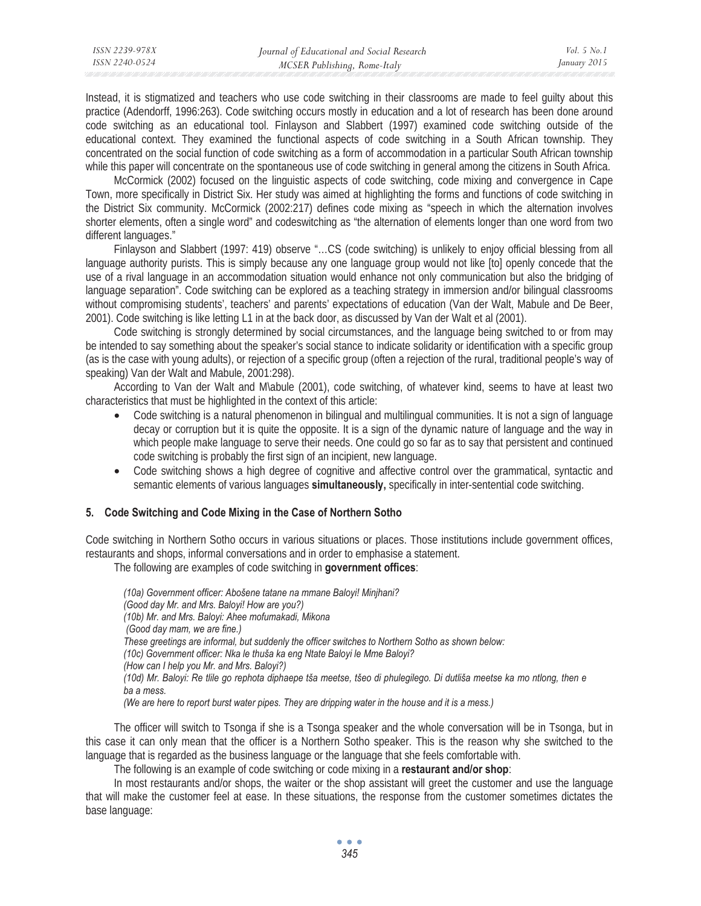Instead, it is stigmatized and teachers who use code switching in their classrooms are made to feel guilty about this practice (Adendorff, 1996:263). Code switching occurs mostly in education and a lot of research has been done around code switching as an educational tool. Finlayson and Slabbert (1997) examined code switching outside of the educational context. They examined the functional aspects of code switching in a South African township. They concentrated on the social function of code switching as a form of accommodation in a particular South African township while this paper will concentrate on the spontaneous use of code switching in general among the citizens in South Africa.

McCormick (2002) focused on the linguistic aspects of code switching, code mixing and convergence in Cape Town, more specifically in District Six. Her study was aimed at highlighting the forms and functions of code switching in the District Six community. McCormick (2002:217) defines code mixing as "speech in which the alternation involves shorter elements, often a single word" and codeswitching as "the alternation of elements longer than one word from two different languages."

Finlayson and Slabbert (1997: 419) observe "…CS (code switching) is unlikely to enjoy official blessing from all language authority purists. This is simply because any one language group would not like [to] openly concede that the use of a rival language in an accommodation situation would enhance not only communication but also the bridging of language separation". Code switching can be explored as a teaching strategy in immersion and/or bilingual classrooms without compromising students', teachers' and parents' expectations of education (Van der Walt, Mabule and De Beer, 2001). Code switching is like letting L1 in at the back door, as discussed by Van der Walt et al (2001).

Code switching is strongly determined by social circumstances, and the language being switched to or from may be intended to say something about the speaker's social stance to indicate solidarity or identification with a specific group (as is the case with young adults), or rejection of a specific group (often a rejection of the rural, traditional people's way of speaking) Van der Walt and Mabule, 2001:298).

According to Van der Walt and M\abule (2001), code switching, of whatever kind, seems to have at least two characteristics that must be highlighted in the context of this article:

- Code switching is a natural phenomenon in bilingual and multilingual communities. It is not a sign of language decay or corruption but it is quite the opposite. It is a sign of the dynamic nature of language and the way in which people make language to serve their needs. One could go so far as to say that persistent and continued code switching is probably the first sign of an incipient, new language.
- Code switching shows a high degree of cognitive and affective control over the grammatical, syntactic and semantic elements of various languages **simultaneously,** specifically in inter-sentential code switching.

## 5. Code Switching and Code Mixing in the Case of Northern Sotho

Code switching in Northern Sotho occurs in various situations or places. Those institutions include government offices, restaurants and shops, informal conversations and in order to emphasise a statement.

The following are examples of code switching in **government offices**:

*(10a) Government officer: Abošene tatane na mmane Baloyi! Minjhani?*
*(Good day Mr. and Mrs. Baloyi! How are you?)*
*(10b) Mr. and Mrs. Baloyi: Ahee mofumakadi, Mikona*
*(Good day mam, we are fine.)*
*These greetings are informal, but suddenly the officer switches to Northern Sotho as shown below:*
*(10c) Government officer: Nka le thuša ka eng Ntate Baloyi le Mme Baloyi?*
*(How can I help you Mr. and Mrs. Baloyi?)*
*(10d) Mr. Baloyi: Re tlile go rephota diphaepe tša meetse, tšeo di phulegilego. Di dutliša meetse ka mo ntlong, then e ba a mess.*
*(We are here to report burst water pipes. They are dripping water in the house and it is a mess.)*

The officer will switch to Tsonga if she is a Tsonga speaker and the whole conversation will be in Tsonga, but in this case it can only mean that the officer is a Northern Sotho speaker. This is the reason why she switched to the language that is regarded as the business language or the language that she feels comfortable with.

The following is an example of code switching or code mixing in a **restaurant and/or shop**:

In most restaurants and/or shops, the waiter or the shop assistant will greet the customer and use the language that will make the customer feel at ease. In these situations, the response from the customer sometimes dictates the base language: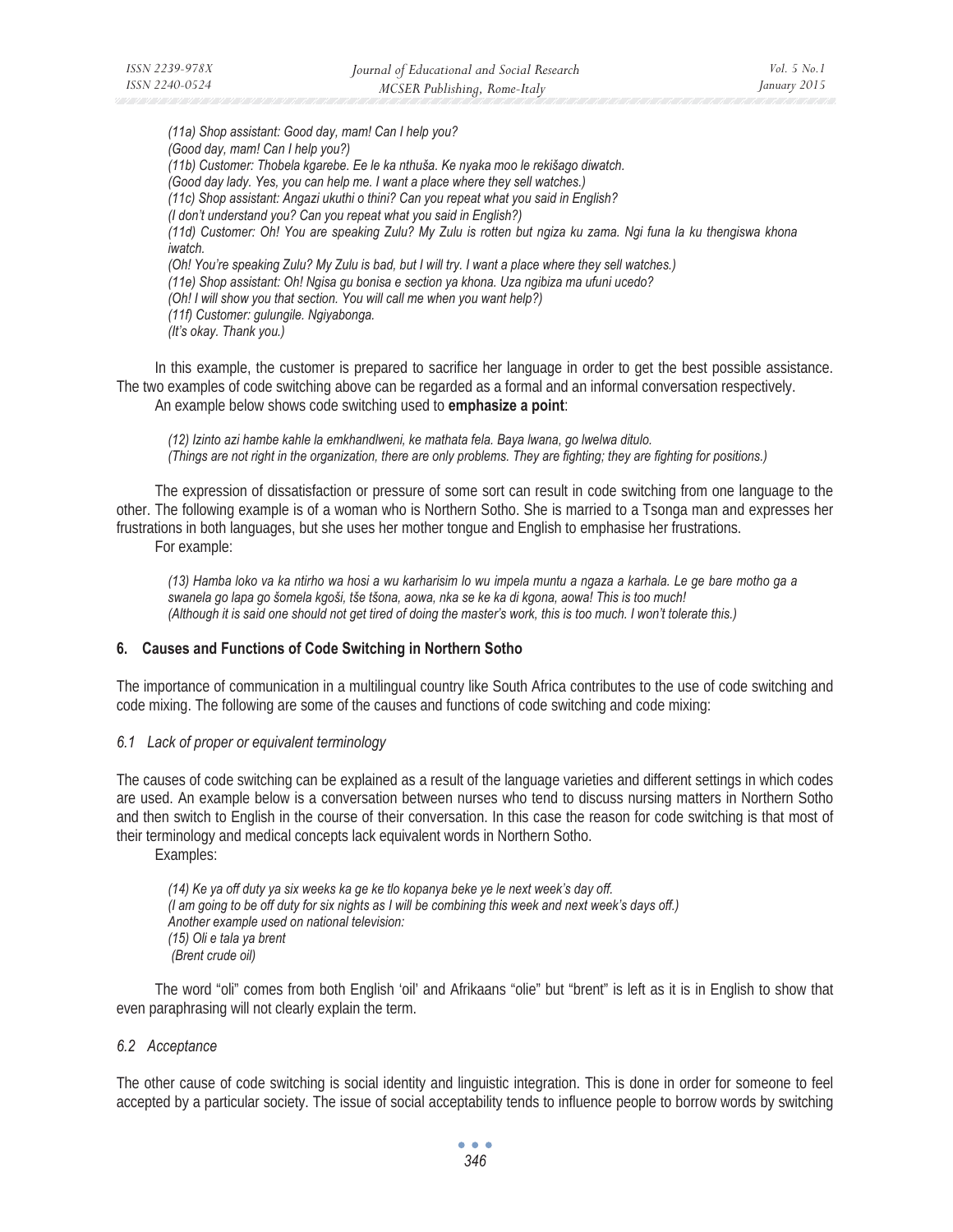*(11a) Shop assistant: Good day, mam! Can I help you?*
*(Good day, mam! Can I help you?)*
*(11b) Customer: Thobela kgarebe. Ee le ka nthuša. Ke nyaka moo le rekišago diwatch.*
*(Good day lady. Yes, you can help me. I want a place where they sell watches.)*
*(11c) Shop assistant: Angazi ukuthi o thini? Can you repeat what you said in English?*
*(I don't understand you? Can you repeat what you said in English?)*
*(11d) Customer: Oh! You are speaking Zulu? My Zulu is rotten but ngiza ku zama. Ngi funa la ku thengiswa khona iwatch.*
*(Oh! You're speaking Zulu? My Zulu is bad, but I will try. I want a place where they sell watches.)*
*(11e) Shop assistant: Oh! Ngisa gu bonisa e section ya khona. Uza ngibiza ma ufuni ucedo?*
*(Oh! I will show you that section. You will call me when you want help?)*
*(11f) Customer: gulungile. Ngiyabonga.*
*(It's okay. Thank you.)*

In this example, the customer is prepared to sacrifice her language in order to get the best possible assistance. The two examples of code switching above can be regarded as a formal and an informal conversation respectively.

An example below shows code switching used to **emphasize a point**:

*(12) Izinto azi hambe kahle la emkhandlweni, ke mathata fela. Baya lwana, go lwelwa ditulo.*
*(Things are not right in the organization, there are only problems. They are fighting; they are fighting for positions.)*

The expression of dissatisfaction or pressure of some sort can result in code switching from one language to the other. The following example is of a woman who is Northern Sotho. She is married to a Tsonga man and expresses her frustrations in both languages, but she uses her mother tongue and English to emphasise her frustrations.

For example:

*(13) Hamba loko va ka ntirho wa hosi a wu karharisim lo wu impela muntu a ngaza a karhala. Le ge bare motho ga a swanela go lapa go šomela kgoši, tše tšona, aowa, nka se ke ka di kgona, aowa! This is too much!*
*(Although it is said one should not get tired of doing the master's work, this is too much. I won't tolerate this.)*

## 6. Causes and Functions of Code Switching in Northern Sotho

The importance of communication in a multilingual country like South Africa contributes to the use of code switching and code mixing. The following are some of the causes and functions of code switching and code mixing:

### *6.1 Lack of proper or equivalent terminology*

The causes of code switching can be explained as a result of the language varieties and different settings in which codes are used. An example below is a conversation between nurses who tend to discuss nursing matters in Northern Sotho and then switch to English in the course of their conversation. In this case the reason for code switching is that most of their terminology and medical concepts lack equivalent words in Northern Sotho.

Examples:

*(14) Ke ya off duty ya six weeks ka ge ke tlo kopanya beke ye le next week's day off.*
*(I am going to be off duty for six nights as I will be combining this week and next week's days off.)*
*Another example used on national television:*
*(15) Oli e tala ya brent*
*(Brent crude oil)*

The word "oli" comes from both English 'oil' and Afrikaans "olie" but "brent" is left as it is in English to show that even paraphrasing will not clearly explain the term.

### *6.2 Acceptance*

The other cause of code switching is social identity and linguistic integration. This is done in order for someone to feel accepted by a particular society. The issue of social acceptability tends to influence people to borrow words by switching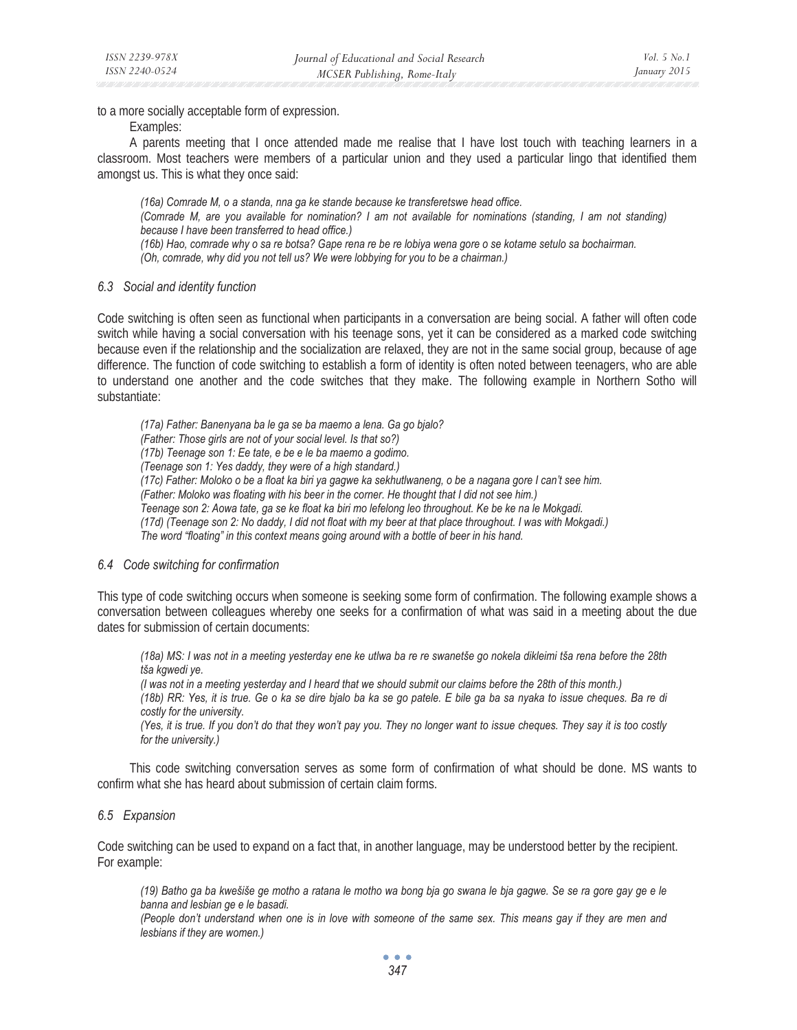to a more socially acceptable form of expression.

Examples:

A parents meeting that I once attended made me realise that I have lost touch with teaching learners in a classroom. Most teachers were members of a particular union and they used a particular lingo that identified them amongst us. This is what they once said:

> *(16a) Comrade M, o a standa, nna ga ke stande because ke transferetswe head office.*
> *(Comrade M, are you available for nomination? I am not available for nominations (standing, I am not standing) because I have been transferred to head office.)*
> *(16b) Hao, comrade why o sa re botsa? Gape rena re be re lobiya wena gore o se kotame setulo sa bochairman.*
> *(Oh, comrade, why did you not tell us? We were lobbying for you to be a chairman.)*

### *6.3 Social and identity function*

Code switching is often seen as functional when participants in a conversation are being social. A father will often code switch while having a social conversation with his teenage sons, yet it can be considered as a marked code switching because even if the relationship and the socialization are relaxed, they are not in the same social group, because of age difference. The function of code switching to establish a form of identity is often noted between teenagers, who are able to understand one another and the code switches that they make. The following example in Northern Sotho will substantiate:

> *(17a) Father: Banenyana ba le ga se ba maemo a lena. Ga go bjalo?*
> *(Father: Those girls are not of your social level. Is that so?)*
> *(17b) Teenage son 1: Ee tate, e be e le ba maemo a godimo.*
> *(Teenage son 1: Yes daddy, they were of a high standard.)*
> *(17c) Father: Moloko o be a float ka biri ya gagwe ka sekhutlwaneng, o be a nagana gore I can't see him.*
> *(Father: Moloko was floating with his beer in the corner. He thought that I did not see him.)*
> *Teenage son 2: Aowa tate, ga se ke float ka biri mo lefelong leo throughout. Ke be ke na le Mokgadi.*
> *(17d) (Teenage son 2: No daddy, I did not float with my beer at that place throughout. I was with Mokgadi.)*
> *The word "floating" in this context means going around with a bottle of beer in his hand.*

### *6.4 Code switching for confirmation*

This type of code switching occurs when someone is seeking some form of confirmation. The following example shows a conversation between colleagues whereby one seeks for a confirmation of what was said in a meeting about the due dates for submission of certain documents:

> *(18a) MS: I was not in a meeting yesterday ene ke utlwa ba re re swanetše go nokela dikleimi tša rena before the 28th tša kgwedi ye.*
> *(I was not in a meeting yesterday and I heard that we should submit our claims before the 28th of this month.)*
> *(18b) RR: Yes, it is true. Ge o ka se dire bjalo ba ka se go patele. E bile ga ba sa nyaka to issue cheques. Ba re di costly for the university.*
> *(Yes, it is true. If you don't do that they won't pay you. They no longer want to issue cheques. They say it is too costly for the university.)*

This code switching conversation serves as some form of confirmation of what should be done. MS wants to confirm what she has heard about submission of certain claim forms.

### *6.5 Expansion*

Code switching can be used to expand on a fact that, in another language, may be understood better by the recipient. For example:

> *(19) Batho ga ba kwešiše ge motho a ratana le motho wa bong bja go swana le bja gagwe. Se se ra gore gay ge e le banna and lesbian ge e le basadi.*
> *(People don't understand when one is in love with someone of the same sex. This means gay if they are men and lesbians if they are women.)*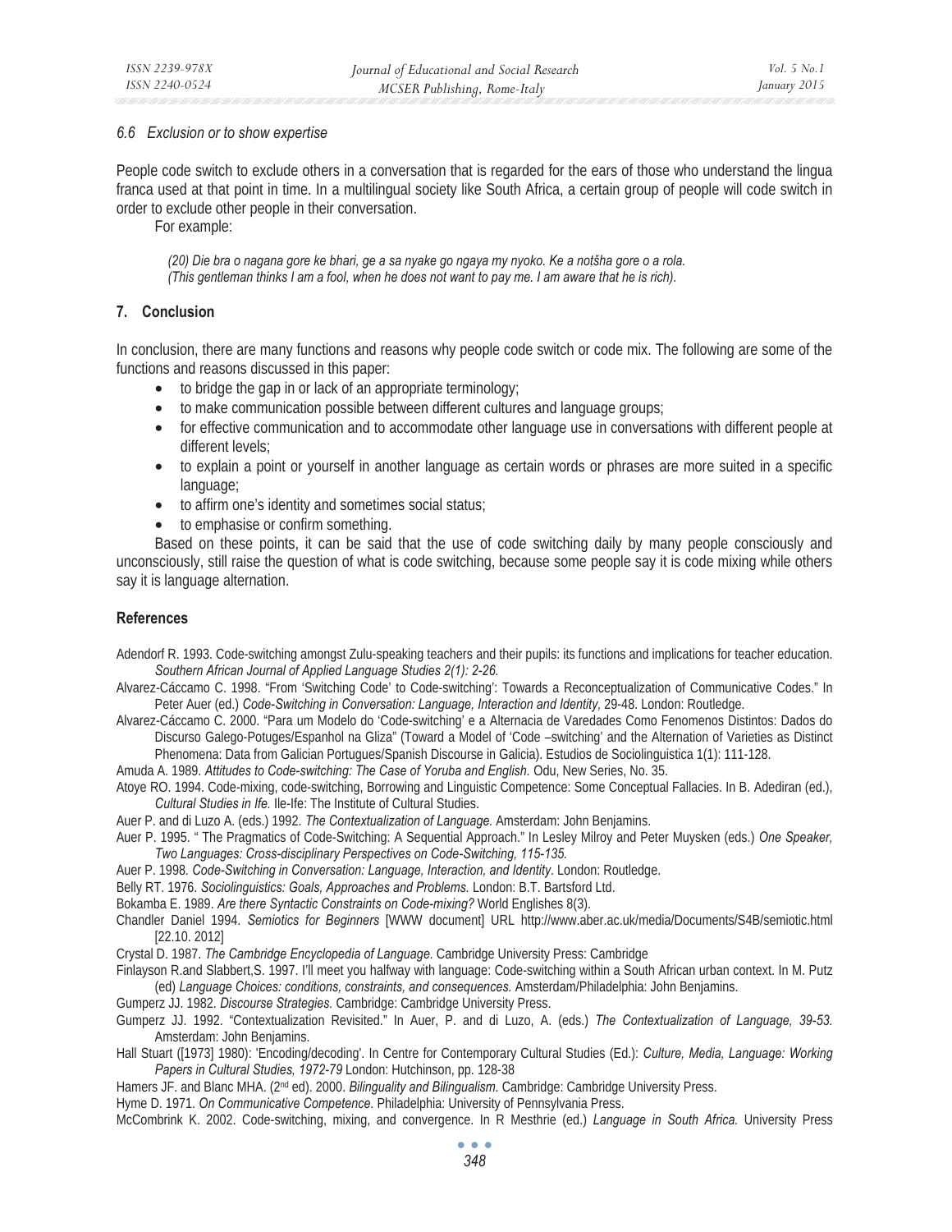### 6.6 Exclusion or to show expertise

People code switch to exclude others in a conversation that is regarded for the ears of those who understand the lingua franca used at that point in time. In a multilingual society like South Africa, a certain group of people will code switch in order to exclude other people in their conversation.

For example:

> *(20) Die bra o nagana gore ke bhari, ge a sa nyake go ngaya my nyoko. Ke a notšha gore o a rola.*
> *(This gentleman thinks I am a fool, when he does not want to pay me. I am aware that he is rich).*

## 7. Conclusion

In conclusion, there are many functions and reasons why people code switch or code mix. The following are some of the functions and reasons discussed in this paper:

- to bridge the gap in or lack of an appropriate terminology;
- to make communication possible between different cultures and language groups;
- for effective communication and to accommodate other language use in conversations with different people at different levels;
- to explain a point or yourself in another language as certain words or phrases are more suited in a specific language;
- to affirm one's identity and sometimes social status;
- to emphasise or confirm something.

Based on these points, it can be said that the use of code switching daily by many people consciously and unconsciously, still raise the question of what is code switching, because some people say it is code mixing while others say it is language alternation.

## References

Adendorf R. 1993. Code-switching amongst Zulu-speaking teachers and their pupils: its functions and implications for teacher education. *Southern African Journal of Applied Language Studies 2(1): 2-26.*

Alvarez-Cáccamo C. 1998. "From 'Switching Code' to Code-switching': Towards a Reconceptualization of Communicative Codes." In Peter Auer (ed.) *Code-Switching in Conversation: Language, Interaction and Identity,* 29-48. London: Routledge.

Alvarez-Cáccamo C. 2000. "Para um Modelo do 'Code-switching' e a Alternacia de Varedades Como Fenomenos Distintos: Dados do Discurso Galego-Potuges/Espanhol na Gliza" (Toward a Model of 'Code –switching' and the Alternation of Varieties as Distinct Phenomena: Data from Galician Portugues/Spanish Discourse in Galicia). Estudios de Sociolinguistica 1(1): 111-128.

Amuda A. 1989. *Attitudes to Code-switching: The Case of Yoruba and English.* Odu, New Series, No. 35.

Atoye RO. 1994. Code-mixing, code-switching, Borrowing and Linguistic Competence: Some Conceptual Fallacies. In B. Adediran (ed.), *Cultural Studies in Ife.* Ile-Ife: The Institute of Cultural Studies.

Auer P. and di Luzo A. (eds.) 1992. *The Contextualization of Language.* Amsterdam: John Benjamins.

Auer P. 1995. " The Pragmatics of Code-Switching: A Sequential Approach." In Lesley Milroy and Peter Muysken (eds.) *One Speaker, Two Languages: Cross-disciplinary Perspectives on Code-Switching, 115-135.*

Auer P. 1998. *Code-Switching in Conversation: Language, Interaction, and Identity*. London: Routledge.

Belly RT. 1976. *Sociolinguistics: Goals, Approaches and Problems.* London: B.T. Bartsford Ltd.

Bokamba E. 1989. *Are there Syntactic Constraints on Code-mixing?* World Englishes 8(3).

Chandler Daniel 1994. *Semiotics for Beginners* [WWW document] URL http://www.aber.ac.uk/media/Documents/S4B/semiotic.html [22.10. 2012]

Crystal D. 1987. *The Cambridge Encyclopedia of Language.* Cambridge University Press: Cambridge

Finlayson R.and Slabbert,S. 1997. I'll meet you halfway with language: Code-switching within a South African urban context. In M. Putz (ed) *Language Choices: conditions, constraints, and consequences.* Amsterdam/Philadelphia: John Benjamins.

Gumperz JJ. 1982. *Discourse Strategies.* Cambridge: Cambridge University Press.

Gumperz JJ. 1992. "Contextualization Revisited." In Auer, P. and di Luzo, A. (eds.) *The Contextualization of Language, 39-53.* Amsterdam: John Benjamins.

Hall Stuart ([1973] 1980): 'Encoding/decoding'. In Centre for Contemporary Cultural Studies (Ed.): *Culture, Media, Language: Working Papers in Cultural Studies, 1972-79* London: Hutchinson, pp. 128-38

Hamers JF. and Blanc MHA. (2nd ed). 2000. *Bilinguality and Bilingualism.* Cambridge: Cambridge University Press.

Hyme D. 1971. *On Communicative Competence.* Philadelphia: University of Pennsylvania Press.

McCombrink K. 2002. Code-switching, mixing, and convergence. In R Mesthrie (ed.) *Language in South Africa.* University Press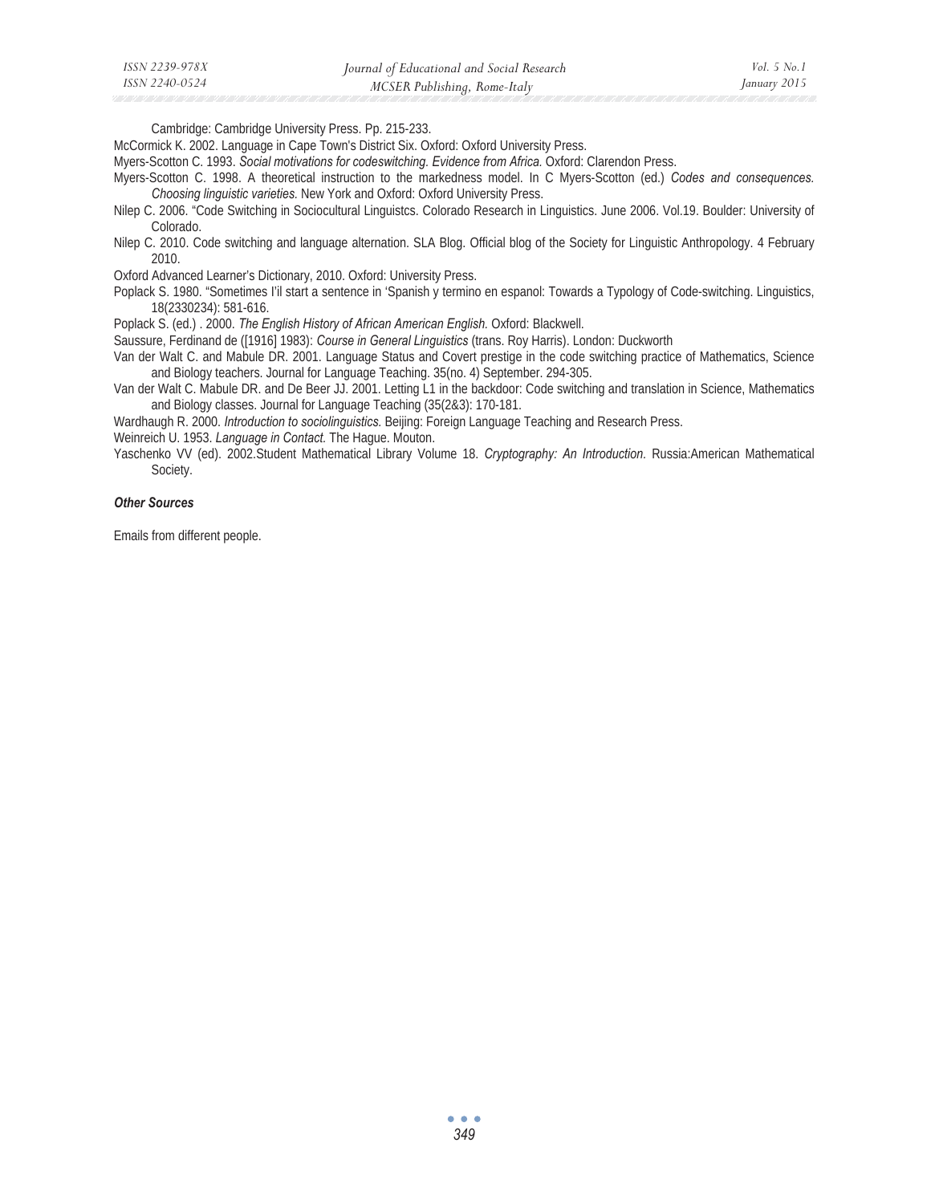Cambridge: Cambridge University Press. Pp. 215-233.

McCormick K. 2002. Language in Cape Town's District Six. Oxford: Oxford University Press.

Myers-Scotton C. 1993. *Social motivations for codeswitching. Evidence from Africa.* Oxford: Clarendon Press.

Myers-Scotton C. 1998. A theoretical instruction to the markedness model. In C Myers-Scotton (ed.) *Codes and consequences. Choosing linguistic varieties.* New York and Oxford: Oxford University Press.

Nilep C. 2006. "Code Switching in Sociocultural Linguistcs. Colorado Research in Linguistics. June 2006. Vol.19. Boulder: University of Colorado.

Nilep C. 2010. Code switching and language alternation. SLA Blog. Official blog of the Society for Linguistic Anthropology. 4 February 2010.

Oxford Advanced Learner's Dictionary, 2010. Oxford: University Press.

Poplack S. 1980. "Sometimes I'il start a sentence in 'Spanish y termino en espanol: Towards a Typology of Code-switching. Linguistics, 18(2330234): 581-616.

Poplack S. (ed.) . 2000. *The English History of African American English.* Oxford: Blackwell.

Saussure, Ferdinand de ([1916] 1983): *Course in General Linguistics* (trans. Roy Harris). London: Duckworth

Van der Walt C. and Mabule DR. 2001. Language Status and Covert prestige in the code switching practice of Mathematics, Science and Biology teachers. Journal for Language Teaching. 35(no. 4) September. 294-305.

Van der Walt C. Mabule DR. and De Beer JJ. 2001. Letting L1 in the backdoor: Code switching and translation in Science, Mathematics and Biology classes. Journal for Language Teaching (35(2&3): 170-181.

Wardhaugh R. 2000. *Introduction to sociolinguistics.* Beijing: Foreign Language Teaching and Research Press.

Weinreich U. 1953. *Language in Contact.* The Hague. Mouton.

Yaschenko VV (ed). 2002.Student Mathematical Library Volume 18. *Cryptography: An Introduction.* Russia:American Mathematical Society.

***Other Sources***

Emails from different people.